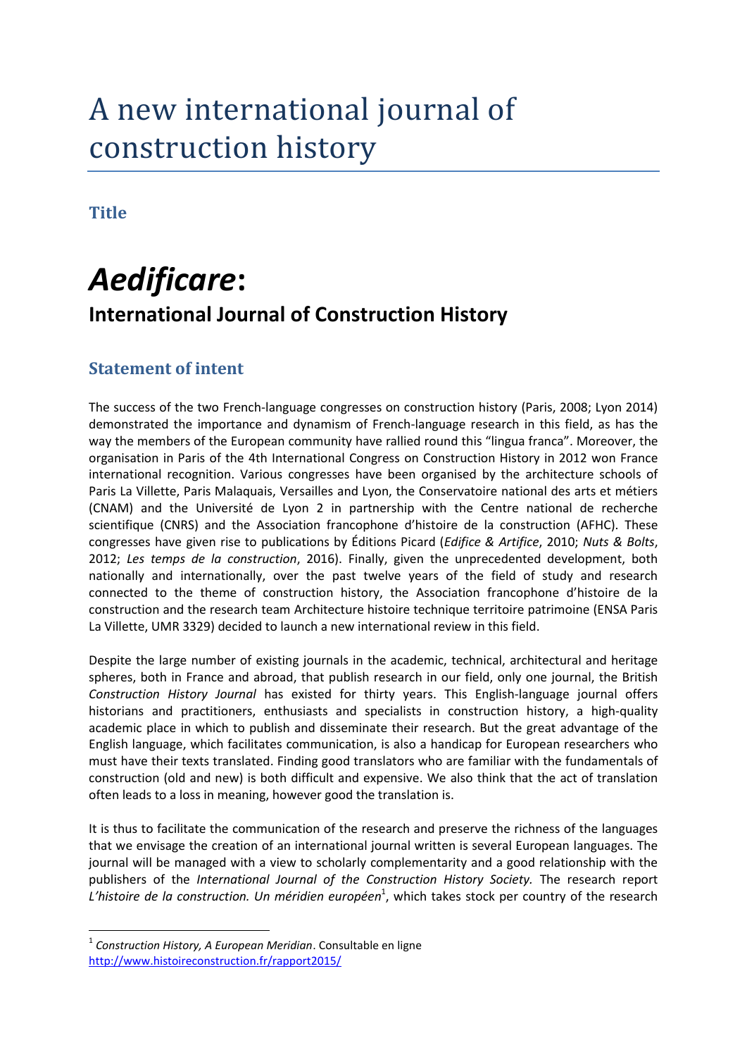# A new international journal of construction history

## Title

# *Aedificare*:

### International Journal of Construction History

## Statement of intent

The success of the two French-language congresses on construction history (Paris, 2008; Lyon 2014) demonstrated the importance and dynamism of French-language research in this field, as has the way the members of the European community have rallied round this "lingua franca". Moreover, the organisation in Paris of the 4th International Congress on Construction History in 2012 won France international recognition. Various congresses have been organised by the architecture schools of Paris La Villette, Paris Malaquais, Versailles and Lyon, the Conservatoire national des arts et métiers (CNAM) and the Université de Lyon 2 in partnership with the Centre national de recherche scientifique (CNRS) and the Association francophone d'histoire de la construction (AFHC). These congresses have given rise to publications by Éditions Picard (*Edifice & Artifice*, 2010; *Nuts & Bolts*, 2012; *Les temps de la construction*, 2016). Finally, given the unprecedented development, both nationally and internationally, over the past twelve years of the field of study and research connected to the theme of construction history, the Association francophone d'histoire de la construction and the research team Architecture histoire technique territoire patrimoine (ENSA Paris La Villette, UMR 3329) decided to launch a new international review in this field.

Despite the large number of existing journals in the academic, technical, architectural and heritage spheres, both in France and abroad, that publish research in our field, only one journal, the British *Construction History Journal* has existed for thirty years. This English-language journal offers historians and practitioners, enthusiasts and specialists in construction history, a high-quality academic place in which to publish and disseminate their research. But the great advantage of the English language, which facilitates communication, is also a handicap for European researchers who must have their texts translated. Finding good translators who are familiar with the fundamentals of construction (old and new) is both difficult and expensive. We also think that the act of translation often leads to a loss in meaning, however good the translation is.

It is thus to facilitate the communication of the research and preserve the richness of the languages that we envisage the creation of an international journal written is several European languages. The journal will be managed with a view to scholarly complementarity and a good relationship with the publishers of the *International Journal of the Construction History Society.* The research report *L'histoire de la construction. Un méridien européen*[1], which takes stock per country of the research

---

[1] *Construction History, A European Meridian*. Consultable en ligne http://www.histoireconstruction.fr/rapport2015/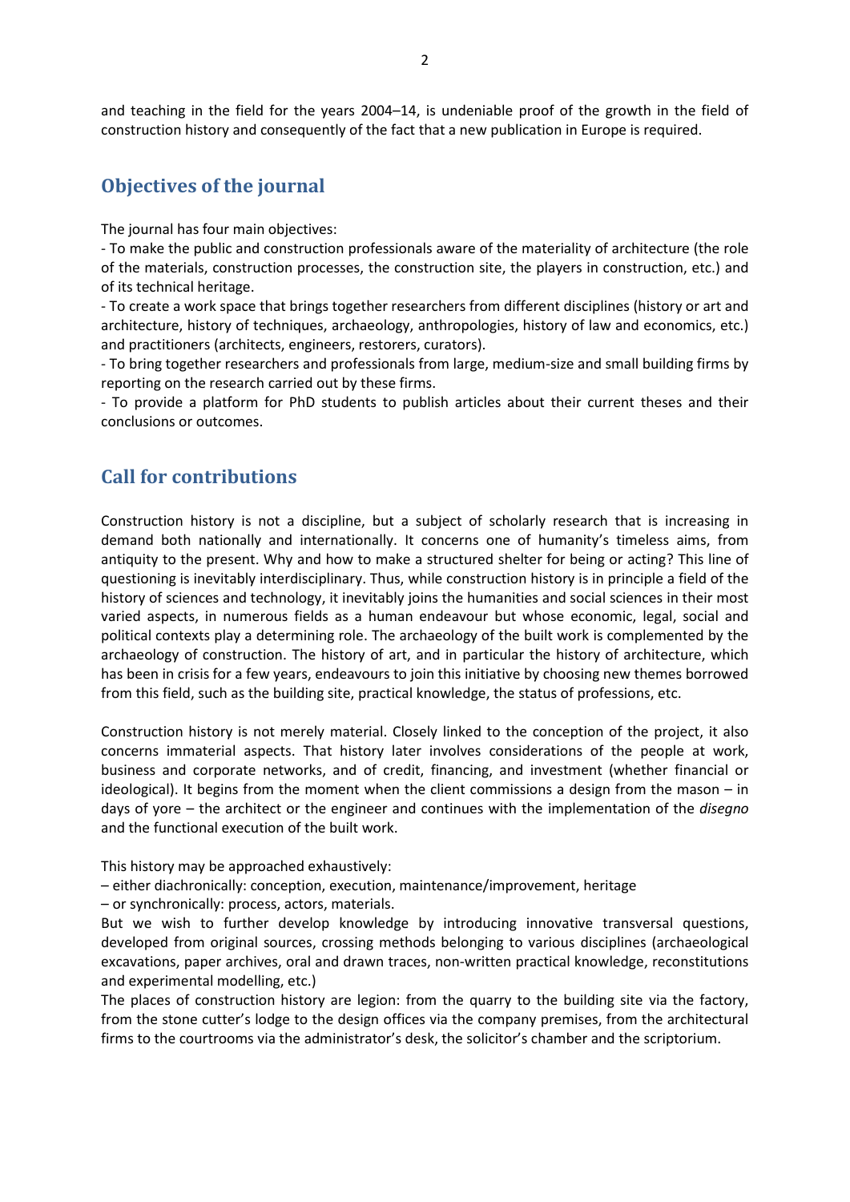and teaching in the field for the years 2004–14, is undeniable proof of the growth in the field of construction history and consequently of the fact that a new publication in Europe is required.

## Objectives of the journal

The journal has four main objectives:

- To make the public and construction professionals aware of the materiality of architecture (the role of the materials, construction processes, the construction site, the players in construction, etc.) and of its technical heritage.
- To create a work space that brings together researchers from different disciplines (history or art and architecture, history of techniques, archaeology, anthropologies, history of law and economics, etc.) and practitioners (architects, engineers, restorers, curators).
- To bring together researchers and professionals from large, medium-size and small building firms by reporting on the research carried out by these firms.
- To provide a platform for PhD students to publish articles about their current theses and their conclusions or outcomes.

## Call for contributions

Construction history is not a discipline, but a subject of scholarly research that is increasing in demand both nationally and internationally. It concerns one of humanity's timeless aims, from antiquity to the present. Why and how to make a structured shelter for being or acting? This line of questioning is inevitably interdisciplinary. Thus, while construction history is in principle a field of the history of sciences and technology, it inevitably joins the humanities and social sciences in their most varied aspects, in numerous fields as a human endeavour but whose economic, legal, social and political contexts play a determining role. The archaeology of the built work is complemented by the archaeology of construction. The history of art, and in particular the history of architecture, which has been in crisis for a few years, endeavours to join this initiative by choosing new themes borrowed from this field, such as the building site, practical knowledge, the status of professions, etc.

Construction history is not merely material. Closely linked to the conception of the project, it also concerns immaterial aspects. That history later involves considerations of the people at work, business and corporate networks, and of credit, financing, and investment (whether financial or ideological). It begins from the moment when the client commissions a design from the mason – in days of yore – the architect or the engineer and continues with the implementation of the *disegno* and the functional execution of the built work.

This history may be approached exhaustively:

– either diachronically: conception, execution, maintenance/improvement, heritage

– or synchronically: process, actors, materials.

But we wish to further develop knowledge by introducing innovative transversal questions, developed from original sources, crossing methods belonging to various disciplines (archaeological excavations, paper archives, oral and drawn traces, non-written practical knowledge, reconstitutions and experimental modelling, etc.)

The places of construction history are legion: from the quarry to the building site via the factory, from the stone cutter's lodge to the design offices via the company premises, from the architectural firms to the courtrooms via the administrator's desk, the solicitor's chamber and the scriptorium.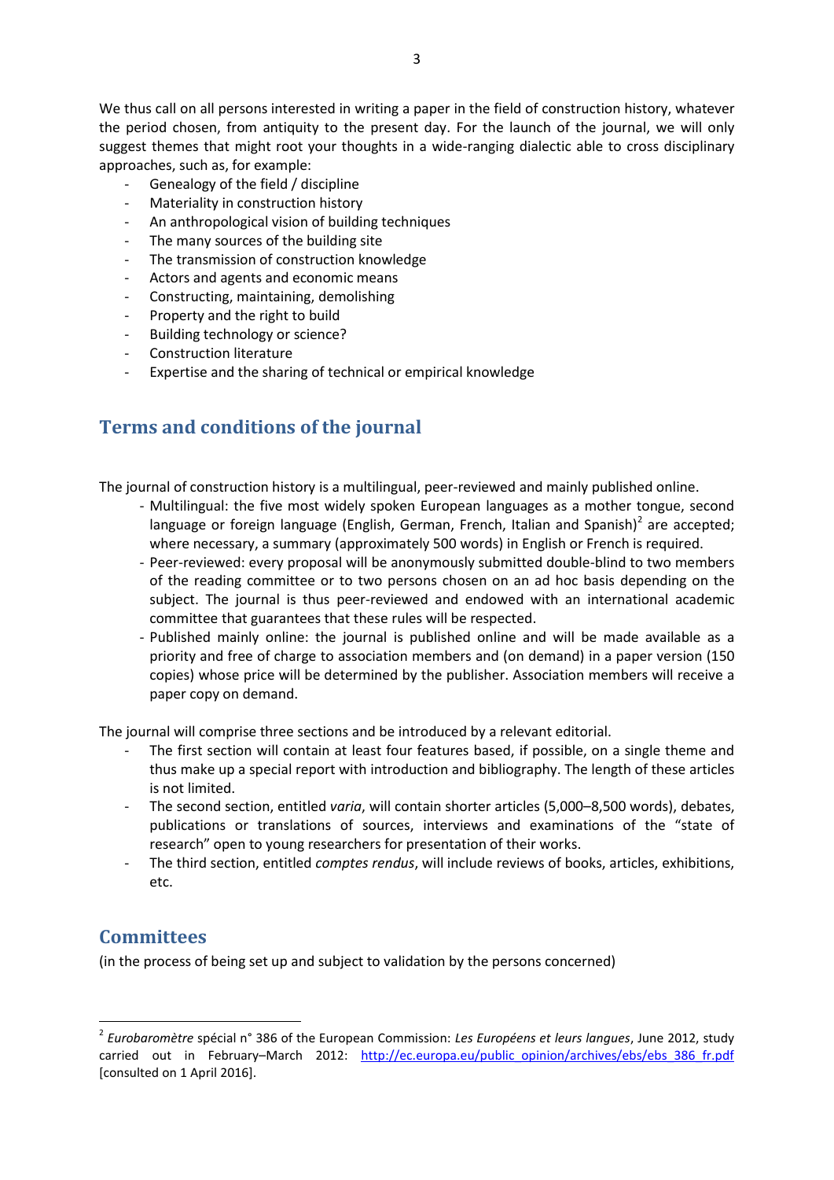We thus call on all persons interested in writing a paper in the field of construction history, whatever the period chosen, from antiquity to the present day. For the launch of the journal, we will only suggest themes that might root your thoughts in a wide-ranging dialectic able to cross disciplinary approaches, such as, for example:

- Genealogy of the field / discipline
- Materiality in construction history
- An anthropological vision of building techniques
- The many sources of the building site
- The transmission of construction knowledge
- Actors and agents and economic means
- Constructing, maintaining, demolishing
- Property and the right to build
- Building technology or science?
- Construction literature
- Expertise and the sharing of technical or empirical knowledge

## Terms and conditions of the journal

The journal of construction history is a multilingual, peer-reviewed and mainly published online.

- Multilingual: the five most widely spoken European languages as a mother tongue, second language or foreign language (English, German, French, Italian and Spanish)[2] are accepted; where necessary, a summary (approximately 500 words) in English or French is required.
- Peer-reviewed: every proposal will be anonymously submitted double-blind to two members of the reading committee or to two persons chosen on an ad hoc basis depending on the subject. The journal is thus peer-reviewed and endowed with an international academic committee that guarantees that these rules will be respected.
- Published mainly online: the journal is published online and will be made available as a priority and free of charge to association members and (on demand) in a paper version (150 copies) whose price will be determined by the publisher. Association members will receive a paper copy on demand.

The journal will comprise three sections and be introduced by a relevant editorial.

- The first section will contain at least four features based, if possible, on a single theme and thus make up a special report with introduction and bibliography. The length of these articles is not limited.
- The second section, entitled *varia*, will contain shorter articles (5,000–8,500 words), debates, publications or translations of sources, interviews and examinations of the "state of research" open to young researchers for presentation of their works.
- The third section, entitled *comptes rendus*, will include reviews of books, articles, exhibitions, etc.

## Committees

(in the process of being set up and subject to validation by the persons concerned)

---

[2] *Eurobaromètre* spécial n° 386 of the European Commission: *Les Européens et leurs langues*, June 2012, study carried out in February–March 2012: http://ec.europa.eu/public_opinion/archives/ebs/ebs_386_fr.pdf [consulted on 1 April 2016].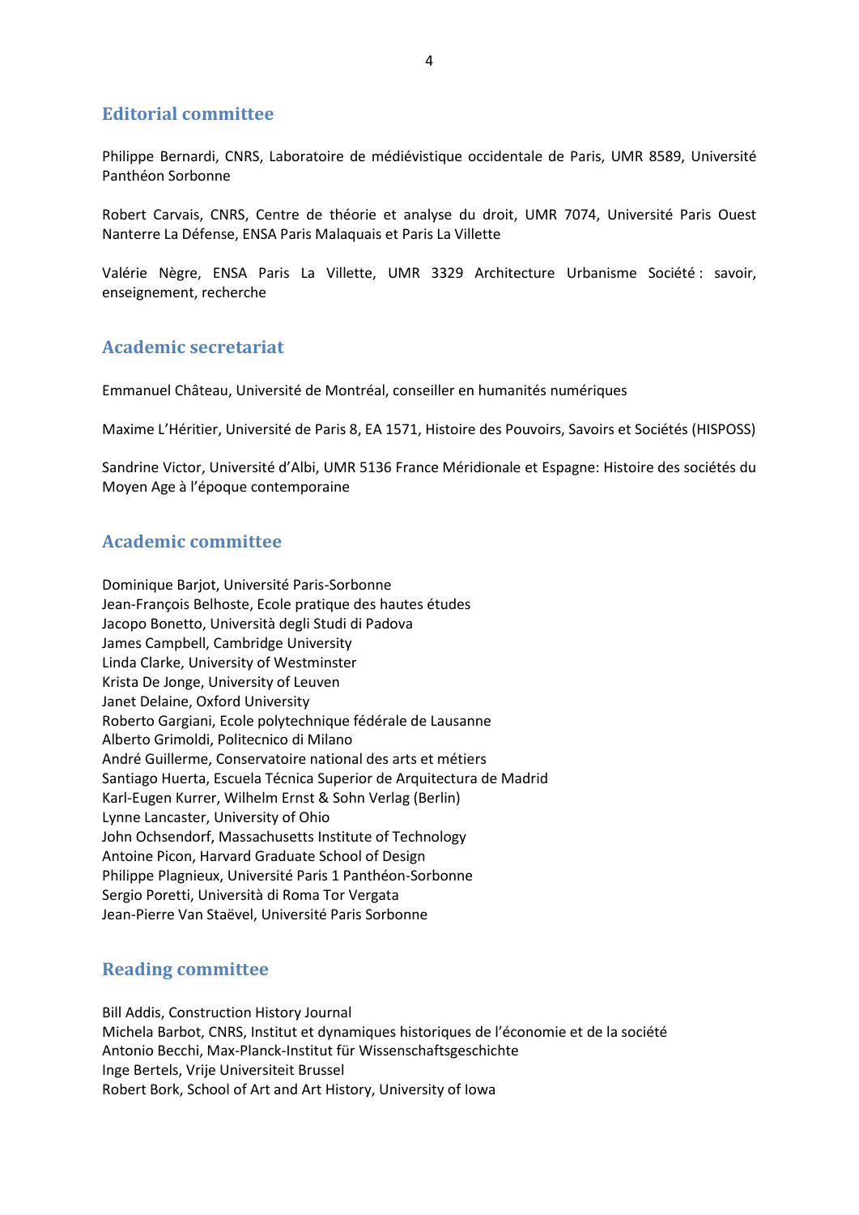## Editorial committee

Philippe Bernardi, CNRS, Laboratoire de médiévistique occidentale de Paris, UMR 8589, Université Panthéon Sorbonne

Robert Carvais, CNRS, Centre de théorie et analyse du droit, UMR 7074, Université Paris Ouest Nanterre La Défense, ENSA Paris Malaquais et Paris La Villette

Valérie Nègre, ENSA Paris La Villette, UMR 3329 Architecture Urbanisme Société : savoir, enseignement, recherche

## Academic secretariat

Emmanuel Château, Université de Montréal, conseiller en humanités numériques

Maxime L'Héritier, Université de Paris 8, EA 1571, Histoire des Pouvoirs, Savoirs et Sociétés (HISPOSS)

Sandrine Victor, Université d'Albi, UMR 5136 France Méridionale et Espagne: Histoire des sociétés du Moyen Age à l'époque contemporaine

## Academic committee

Dominique Barjot, Université Paris-Sorbonne
Jean-François Belhoste, Ecole pratique des hautes études
Jacopo Bonetto, Università degli Studi di Padova
James Campbell, Cambridge University
Linda Clarke, University of Westminster
Krista De Jonge, University of Leuven
Janet Delaine, Oxford University
Roberto Gargiani, Ecole polytechnique fédérale de Lausanne
Alberto Grimoldi, Politecnico di Milano
André Guillerme, Conservatoire national des arts et métiers
Santiago Huerta, Escuela Técnica Superior de Arquitectura de Madrid
Karl-Eugen Kurrer, Wilhelm Ernst & Sohn Verlag (Berlin)
Lynne Lancaster, University of Ohio
John Ochsendorf, Massachusetts Institute of Technology
Antoine Picon, Harvard Graduate School of Design
Philippe Plagnieux, Université Paris 1 Panthéon-Sorbonne
Sergio Poretti, Università di Roma Tor Vergata
Jean-Pierre Van Staëvel, Université Paris Sorbonne

## Reading committee

Bill Addis, Construction History Journal
Michela Barbot, CNRS, Institut et dynamiques historiques de l'économie et de la société
Antonio Becchi, Max-Planck-Institut für Wissenschaftsgeschichte
Inge Bertels, Vrije Universiteit Brussel
Robert Bork, School of Art and Art History, University of Iowa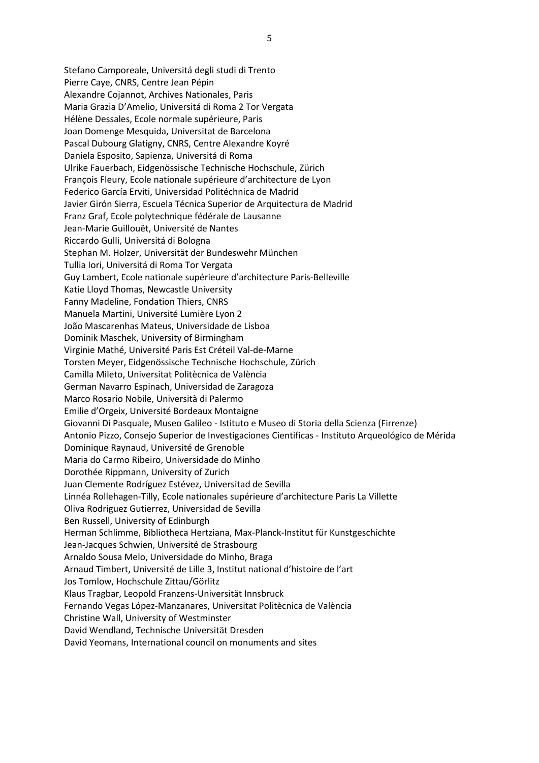Stefano Camporeale, Universitá degli studi di Trento
Pierre Caye, CNRS, Centre Jean Pépin
Alexandre Cojannot, Archives Nationales, Paris
Maria Grazia D'Amelio, Universitá di Roma 2 Tor Vergata
Hélène Dessales, Ecole normale supérieure, Paris
Joan Domenge Mesquida, Universitat de Barcelona
Pascal Dubourg Glatigny, CNRS, Centre Alexandre Koyré
Daniela Esposito, Sapienza, Universitá di Roma
Ulrike Fauerbach, Eidgenössische Technische Hochschule, Zürich
François Fleury, Ecole nationale supérieure d'architecture de Lyon
Federico García Erviti, Universidad Politéchnica de Madrid
Javier Girón Sierra, Escuela Técnica Superior de Arquitectura de Madrid
Franz Graf, Ecole polytechnique fédérale de Lausanne
Jean-Marie Guillouët, Université de Nantes
Riccardo Gulli, Universitá di Bologna
Stephan M. Holzer, Universität der Bundeswehr München
Tullia Iori, Universitá di Roma Tor Vergata
Guy Lambert, Ecole nationale supérieure d'architecture Paris-Belleville
Katie Lloyd Thomas, Newcastle University
Fanny Madeline, Fondation Thiers, CNRS
Manuela Martini, Université Lumière Lyon 2
João Mascarenhas Mateus, Universidade de Lisboa
Dominik Maschek, University of Birmingham
Virginie Mathé, Université Paris Est Créteil Val-de-Marne
Torsten Meyer, Eidgenössische Technische Hochschule, Zürich
Camilla Mileto, Universitat Politècnica de València
German Navarro Espinach, Universidad de Zaragoza
Marco Rosario Nobile, Università di Palermo
Emilie d'Orgeix, Université Bordeaux Montaigne
Giovanni Di Pasquale, Museo Galileo - Istituto e Museo di Storia della Scienza (Firrenze)
Antonio Pizzo, Consejo Superior de Investigaciones Cientificas - Instituto Arqueológico de Mérida
Dominique Raynaud, Université de Grenoble
Maria do Carmo Ribeiro, Universidade do Minho
Dorothée Rippmann, University of Zurich
Juan Clemente Rodríguez Estévez, Universitad de Sevilla
Linnéa Rollehagen-Tilly, Ecole nationales supérieure d'architecture Paris La Villette
Oliva Rodriguez Gutierrez, Universidad de Sevilla
Ben Russell, University of Edinburgh
Herman Schlimme, Bibliotheca Hertziana, Max-Planck-Institut für Kunstgeschichte
Jean-Jacques Schwien, Université de Strasbourg
Arnaldo Sousa Melo, Universidade do Minho, Braga
Arnaud Timbert, Université de Lille 3, Institut national d'histoire de l'art
Jos Tomlow, Hochschule Zittau/Görlitz
Klaus Tragbar, Leopold Franzens-Universität Innsbruck
Fernando Vegas López-Manzanares, Universitat Politècnica de València
Christine Wall, University of Westminster
David Wendland, Technische Universität Dresden
David Yeomans, International council on monuments and sites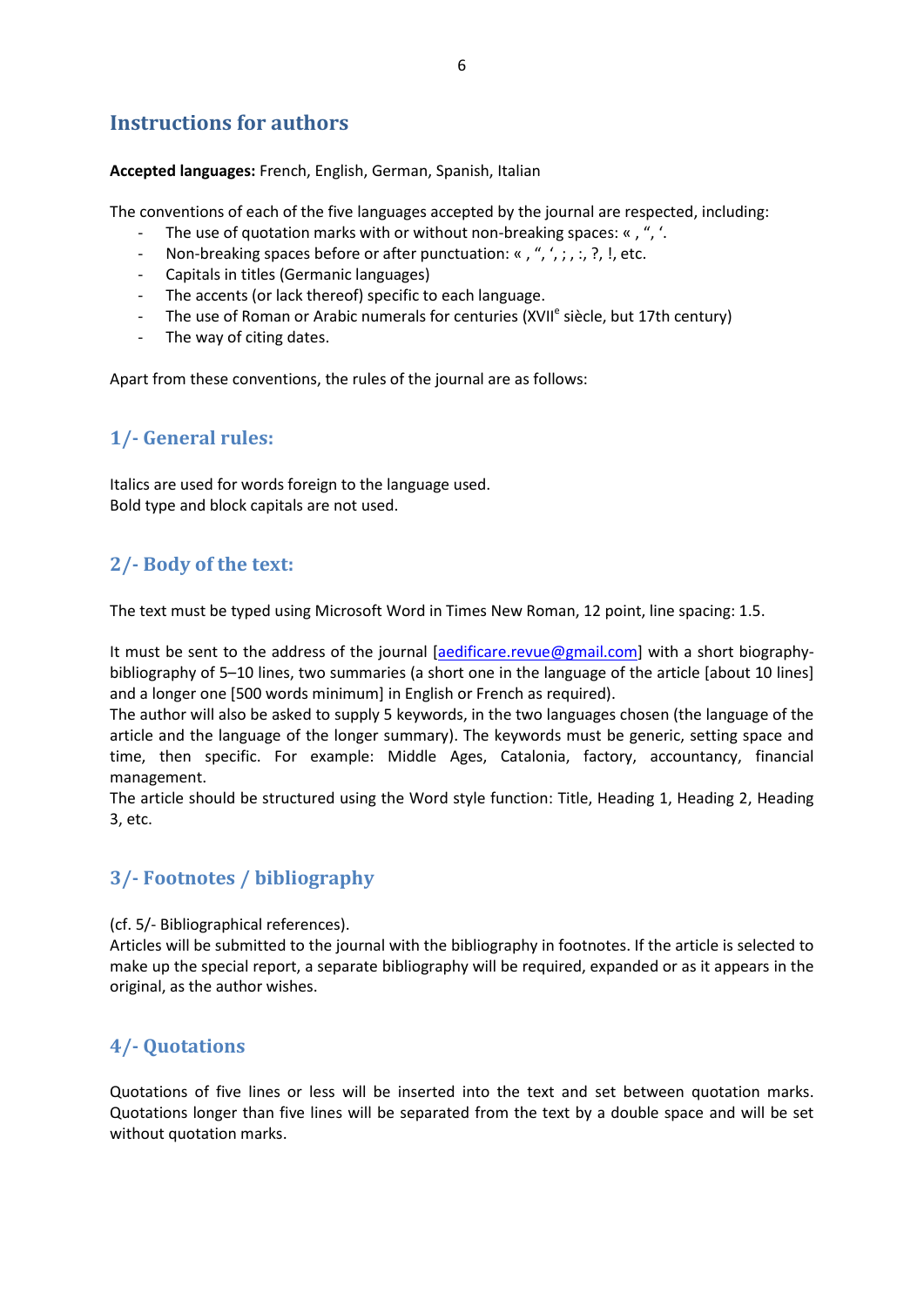## Instructions for authors

**Accepted languages:** French, English, German, Spanish, Italian

The conventions of each of the five languages accepted by the journal are respected, including:

- The use of quotation marks with or without non-breaking spaces: « , ", '.
- Non-breaking spaces before or after punctuation: « , ", ', ; , :, ?, !, etc.
- Capitals in titles (Germanic languages)
- The accents (or lack thereof) specific to each language.
- The use of Roman or Arabic numerals for centuries (XVII$^{e}$ siècle, but 17th century)
- The way of citing dates.

Apart from these conventions, the rules of the journal are as follows:

### 1/- General rules:

Italics are used for words foreign to the language used.
Bold type and block capitals are not used.

### 2/- Body of the text:

The text must be typed using Microsoft Word in Times New Roman, 12 point, line spacing: 1.5.

It must be sent to the address of the journal [aedificare.revue@gmail.com] with a short biography-bibliography of 5–10 lines, two summaries (a short one in the language of the article [about 10 lines] and a longer one [500 words minimum] in English or French as required).
The author will also be asked to supply 5 keywords, in the two languages chosen (the language of the article and the language of the longer summary). The keywords must be generic, setting space and time, then specific. For example: Middle Ages, Catalonia, factory, accountancy, financial management.
The article should be structured using the Word style function: Title, Heading 1, Heading 2, Heading 3, etc.

### 3/- Footnotes / bibliography

(cf. 5/- Bibliographical references).
Articles will be submitted to the journal with the bibliography in footnotes. If the article is selected to make up the special report, a separate bibliography will be required, expanded or as it appears in the original, as the author wishes.

### 4/- Quotations

Quotations of five lines or less will be inserted into the text and set between quotation marks. Quotations longer than five lines will be separated from the text by a double space and will be set without quotation marks.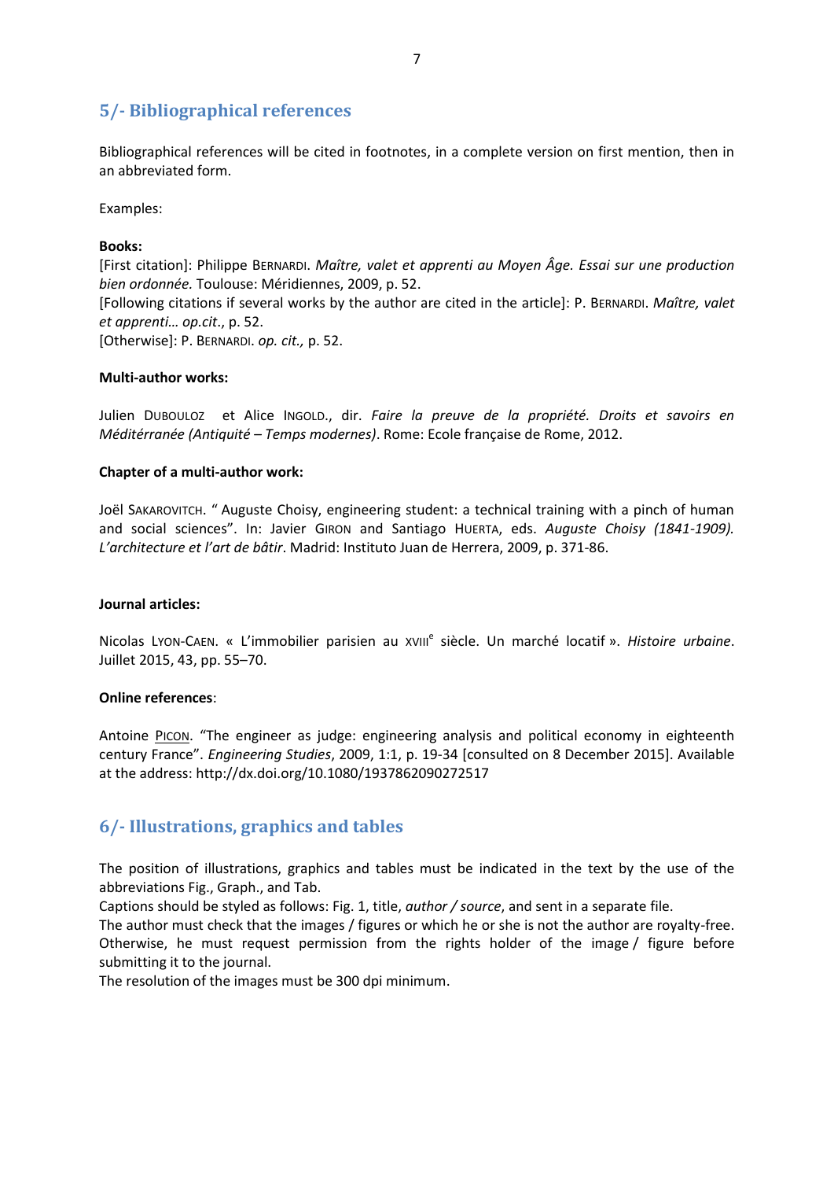## 5/- Bibliographical references

Bibliographical references will be cited in footnotes, in a complete version on first mention, then in an abbreviated form.

Examples:

**Books:**
[First citation]: Philippe BERNARDI. *Maître, valet et apprenti au Moyen Âge. Essai sur une production bien ordonnée.* Toulouse: Méridiennes, 2009, p. 52.
[Following citations if several works by the author are cited in the article]: P. BERNARDI. *Maître, valet et apprenti… op.cit*., p. 52.
[Otherwise]: P. BERNARDI. *op. cit.,* p. 52.

**Multi-author works:**

Julien DUBOULOZ et Alice INGOLD., dir. *Faire la preuve de la propriété. Droits et savoirs en Méditérranée (Antiquité – Temps modernes)*. Rome: Ecole française de Rome, 2012.

**Chapter of a multi-author work:**

Joël SAKAROVITCH. " Auguste Choisy, engineering student: a technical training with a pinch of human and social sciences". In: Javier GIRON and Santiago HUERTA, eds. *Auguste Choisy (1841-1909). L'architecture et l'art de bâtir*. Madrid: Instituto Juan de Herrera, 2009, p. 371-86.

**Journal articles:**

Nicolas LYON-CAEN. « L'immobilier parisien au XVIIIe siècle. Un marché locatif ». *Histoire urbaine*. Juillet 2015, 43, pp. 55–70.

**Online references**:

Antoine PICON. "The engineer as judge: engineering analysis and political economy in eighteenth century France". *Engineering Studies*, 2009, 1:1, p. 19-34 [consulted on 8 December 2015]. Available at the address: http://dx.doi.org/10.1080/1937862090272517

## 6/- Illustrations, graphics and tables

The position of illustrations, graphics and tables must be indicated in the text by the use of the abbreviations Fig., Graph., and Tab.
Captions should be styled as follows: Fig. 1, title, *author / source*, and sent in a separate file.
The author must check that the images / figures or which he or she is not the author are royalty-free. Otherwise, he must request permission from the rights holder of the image / figure before submitting it to the journal.
The resolution of the images must be 300 dpi minimum.